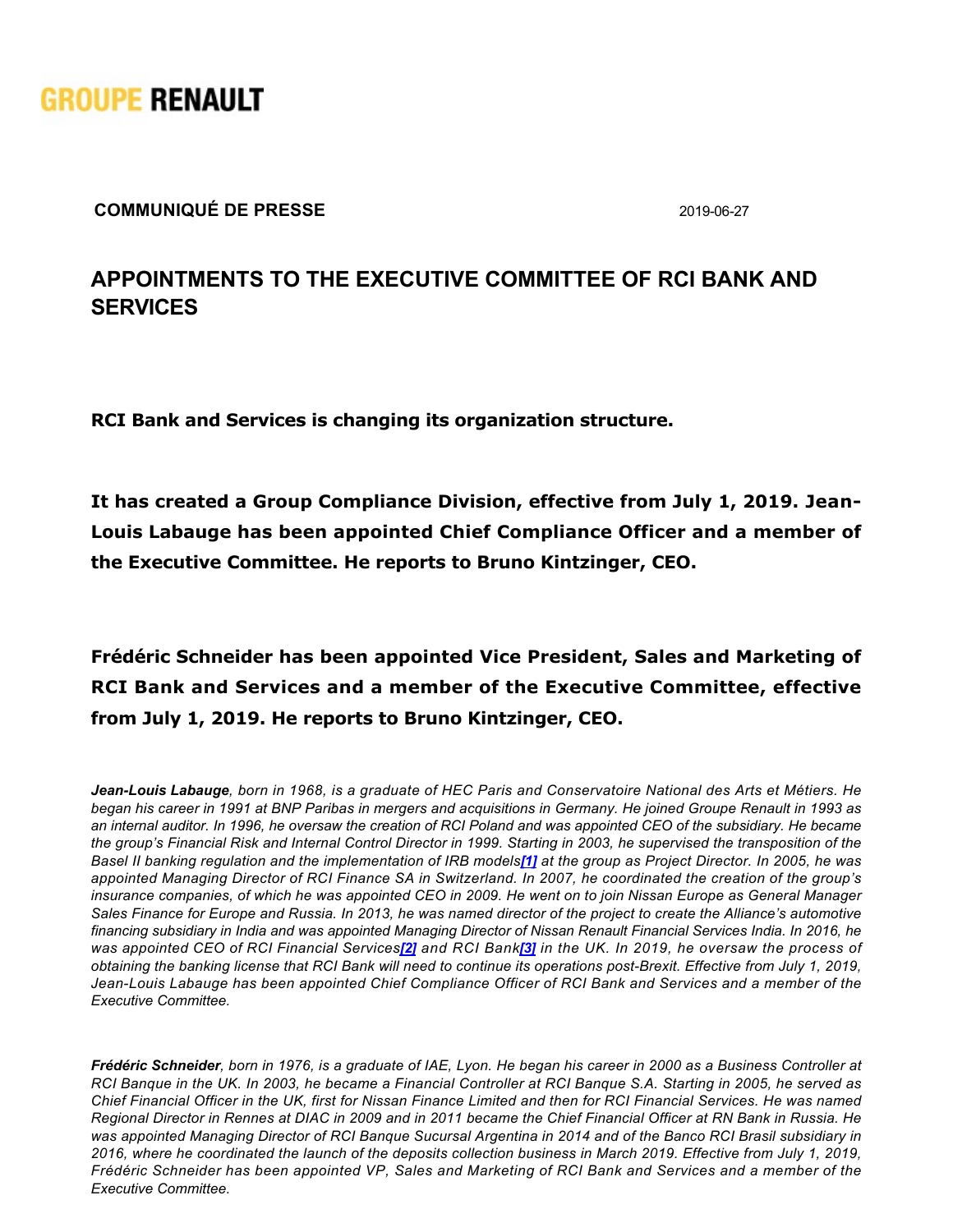**GROUPE RENAULT**

**COMMUNIQUÉ DE PRESSE** 2019-06-27

# APPOINTMENTS TO THE EXECUTIVE COMMITTEE OF RCI BANK AND SERVICES

**RCI Bank and Services is changing its organization structure.**

**It has created a Group Compliance Division, effective from July 1, 2019. Jean-Louis Labauge has been appointed Chief Compliance Officer and a member of the Executive Committee. He reports to Bruno Kintzinger, CEO.**

**Frédéric Schneider has been appointed Vice President, Sales and Marketing of RCI Bank and Services and a member of the Executive Committee, effective from July 1, 2019. He reports to Bruno Kintzinger, CEO.**

***Jean-Louis Labauge**, born in 1968, is a graduate of HEC Paris and Conservatoire National des Arts et Métiers. He began his career in 1991 at BNP Paribas in mergers and acquisitions in Germany. He joined Groupe Renault in 1993 as an internal auditor. In 1996, he oversaw the creation of RCI Poland and was appointed CEO of the subsidiary. He became the group's Financial Risk and Internal Control Director in 1999. Starting in 2003, he supervised the transposition of the Basel II banking regulation and the implementation of IRB models[1] at the group as Project Director. In 2005, he was appointed Managing Director of RCI Finance SA in Switzerland. In 2007, he coordinated the creation of the group's insurance companies, of which he was appointed CEO in 2009. He went on to join Nissan Europe as General Manager Sales Finance for Europe and Russia. In 2013, he was named director of the project to create the Alliance's automotive financing subsidiary in India and was appointed Managing Director of Nissan Renault Financial Services India. In 2016, he was appointed CEO of RCI Financial Services[2] and RCI Bank[3] in the UK. In 2019, he oversaw the process of obtaining the banking license that RCI Bank will need to continue its operations post-Brexit. Effective from July 1, 2019, Jean-Louis Labauge has been appointed Chief Compliance Officer of RCI Bank and Services and a member of the Executive Committee.*

***Frédéric Schneider**, born in 1976, is a graduate of IAE, Lyon. He began his career in 2000 as a Business Controller at RCI Banque in the UK. In 2003, he became a Financial Controller at RCI Banque S.A. Starting in 2005, he served as Chief Financial Officer in the UK, first for Nissan Finance Limited and then for RCI Financial Services. He was named Regional Director in Rennes at DIAC in 2009 and in 2011 became the Chief Financial Officer at RN Bank in Russia. He was appointed Managing Director of RCI Banque Sucursal Argentina in 2014 and of the Banco RCI Brasil subsidiary in 2016, where he coordinated the launch of the deposits collection business in March 2019. Effective from July 1, 2019, Frédéric Schneider has been appointed VP, Sales and Marketing of RCI Bank and Services and a member of the Executive Committee.*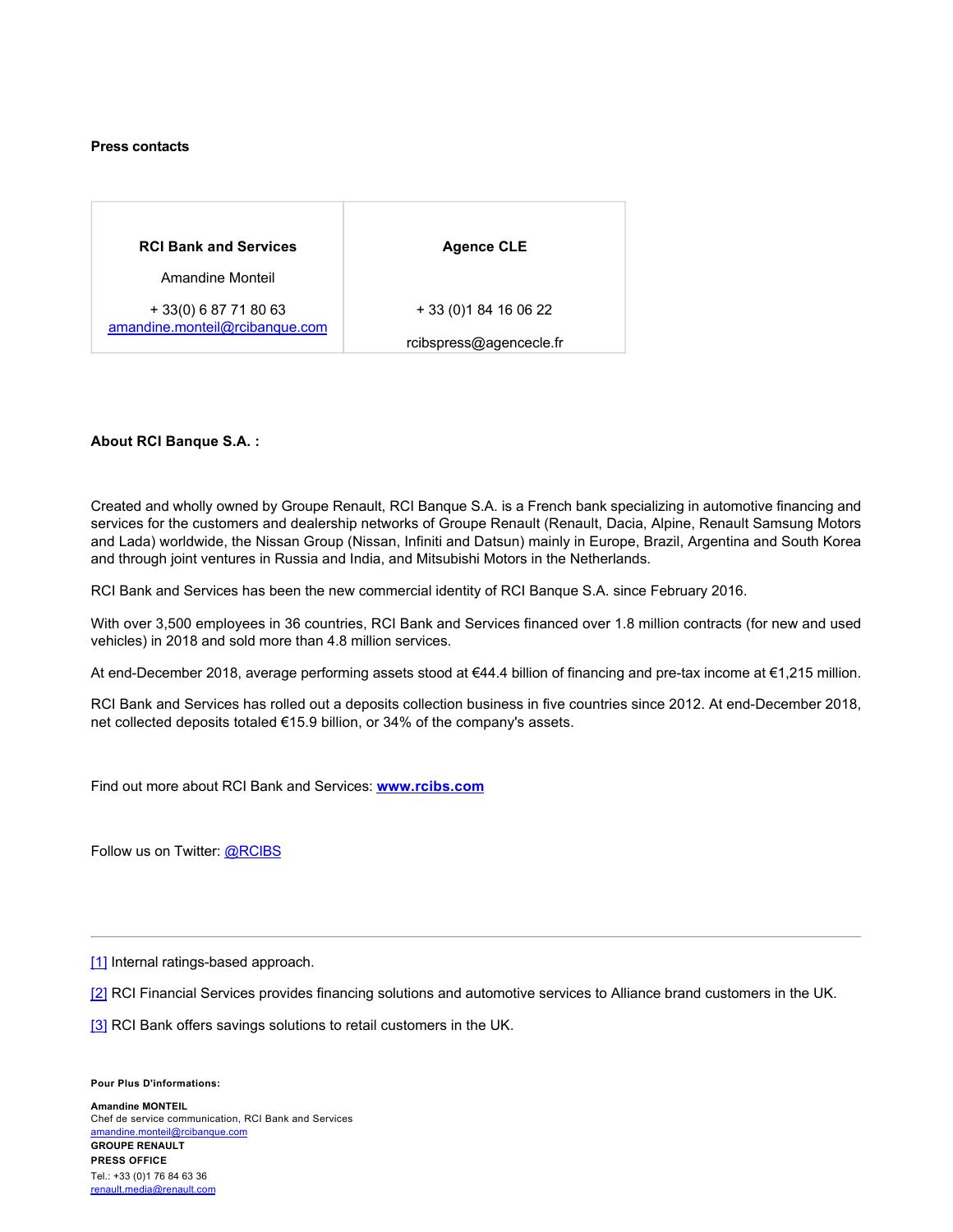**Press contacts**

| RCI Bank and Services | Agence CLE |
| --- | --- |
| Amandine Monteil | |
| + 33(0) 6 87 71 80 63 amandine.monteil@rcibanque.com | + 33 (0)1 84 16 06 22 |
| | rcibspress@agencecle.fr |

**About RCI Banque S.A. :**

Created and wholly owned by Groupe Renault, RCI Banque S.A. is a French bank specializing in automotive financing and services for the customers and dealership networks of Groupe Renault (Renault, Dacia, Alpine, Renault Samsung Motors and Lada) worldwide, the Nissan Group (Nissan, Infiniti and Datsun) mainly in Europe, Brazil, Argentina and South Korea and through joint ventures in Russia and India, and Mitsubishi Motors in the Netherlands.

RCI Bank and Services has been the new commercial identity of RCI Banque S.A. since February 2016.

With over 3,500 employees in 36 countries, RCI Bank and Services financed over 1.8 million contracts (for new and used vehicles) in 2018 and sold more than 4.8 million services.

At end-December 2018, average performing assets stood at €44.4 billion of financing and pre-tax income at €1,215 million.

RCI Bank and Services has rolled out a deposits collection business in five countries since 2012. At end-December 2018, net collected deposits totaled €15.9 billion, or 34% of the company's assets.

Find out more about RCI Bank and Services: **www.rcibs.com**

Follow us on Twitter: @RCIBS

---

[1] Internal ratings-based approach.

[2] RCI Financial Services provides financing solutions and automotive services to Alliance brand customers in the UK.

[3] RCI Bank offers savings solutions to retail customers in the UK.

**Pour Plus D'informations:**

**Amandine MONTEIL**
Chef de service communication, RCI Bank and Services
amandine.monteil@rcibanque.com
**GROUPE RENAULT**
**PRESS OFFICE**
Tel.: +33 (0)1 76 84 63 36
renault.media@renault.com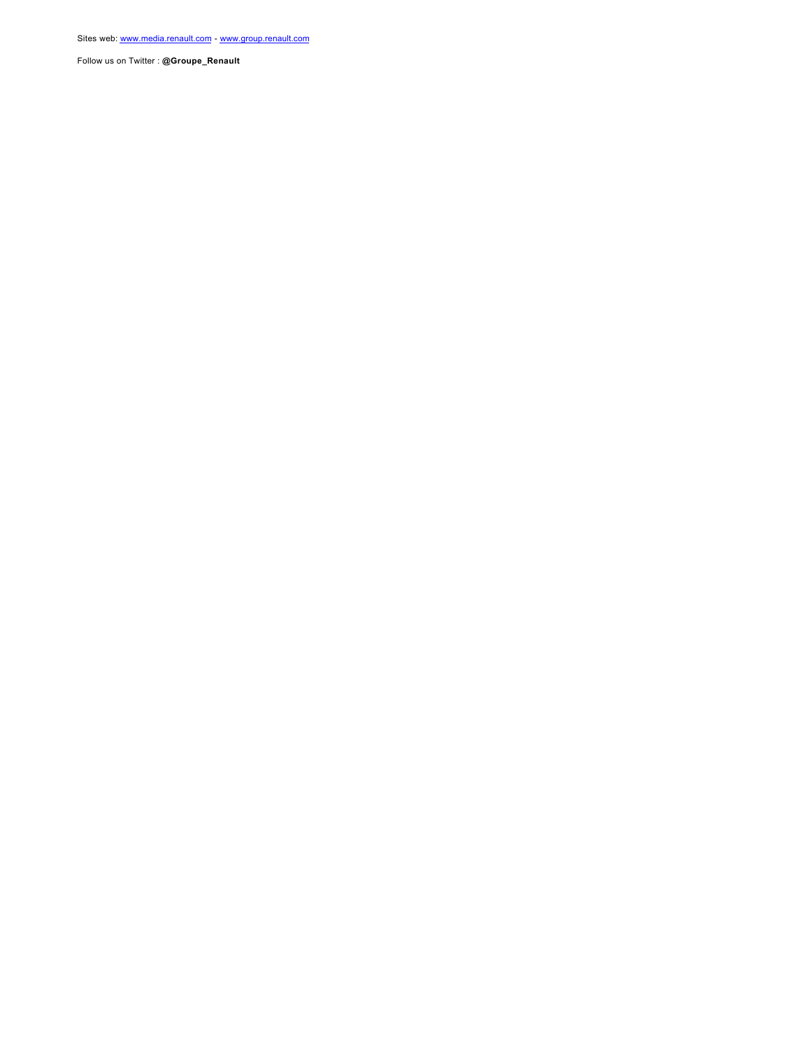Sites web: [www.media.renault.com](http://www.media.renault.com) - [www.group.renault.com](http://www.group.renault.com)

Follow us on Twitter : **@Groupe_Renault**